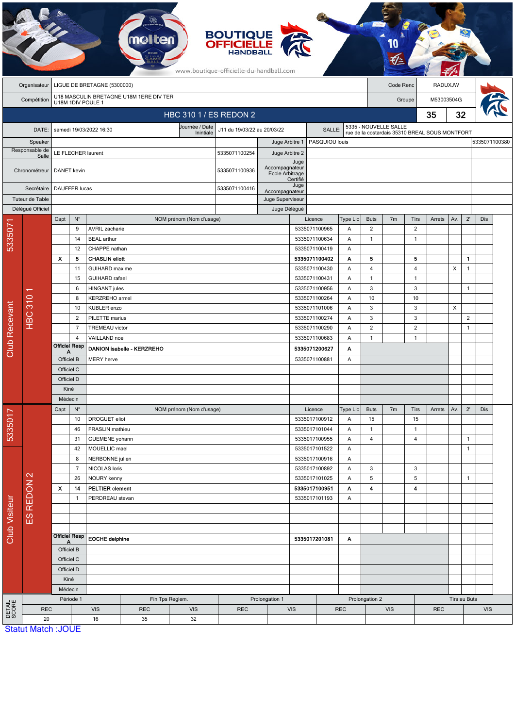BOUTIQUE OFFICIELLE HANDBALL

www.boutique-officielle-du-handball.com

| Organisateur | LIGUE DE BRETAGNE (5300000) | Code Renc | RADUXJW |
|---|---|---|---|
| Compétition | U18 MASCULIN BRETAGNE U18M 1ERE DIV TER U18M 1DIV POULE 1 | Groupe | M53003504G |

## HBC 310 1 / ES REDON 2 — 35 / 32

| DATE: | samedi 19/03/2022 16:30 | Journée / Date Initiale | J11 du 19/03/22 au 20/03/22 | SALLE: | 5335 - NOUVELLE SALLE rue de la costardais 35310 BREAL SOUS MONTFORT |
|---|---|---|---|---|---|

| Rôle | Nom | Licence | Rôle | Nom | Licence |
|---|---|---|---|---|---|
| Speaker | | | Juge Arbitre 1 | PASQUIOU louis | 5335071100380 |
| Responsable de Salle | LE FLECHER laurent | 5335071100254 | Juge Arbitre 2 | | |
| Chronométreur | DANET kevin | 5335071100936 | Juge Accompagnateur Ecole Arbitrage Certifié | | |
| Secrétaire | DAUFFER lucas | 5335071100416 | Juge Accompagnateur | | |
| Tuteur de Table | | | Juge Superviseur | | |
| Délégué Officiel | | | Juge Délégué | | |

### Club Recevant — 5335071 — HBC 310 1

| Capt | N° | NOM prénom (Nom d'usage) | Licence | Type Lic | Buts | 7m | Tirs | Arrets | Av. | 2' | Dis |
|---|---|---|---|---|---|---|---|---|---|---|---|
| | 9 | AVRIL zacharie | 5335071100965 | A | 2 | | 2 | | | | |
| | 14 | BEAL arthur | 5335071100634 | A | 1 | | 1 | | | | |
| | 12 | CHAPPE nathan | 5335071100419 | A | | | | | | | |
| X | 5 | **CHASLIN eliott** | **5335071100402** | **A** | **5** | | **5** | | | **1** | |
| | 11 | GUIHARD maxime | 5335071100430 | A | 4 | | 4 | | X | 1 | |
| | 15 | GUIHARD rafael | 5335071100431 | A | 1 | | 1 | | | | |
| | 6 | HINGANT jules | 5335071100956 | A | 3 | | 3 | | | 1 | |
| | 8 | KERZREHO armel | 5335071100264 | A | 10 | | 10 | | | | |
| | 10 | KUBLER enzo | 5335071101006 | A | 3 | | 3 | | X | | |
| | 2 | PILETTE marius | 5335071100274 | A | 3 | | 3 | | | 2 | |
| | 7 | TREMEAU victor | 5335071100290 | A | 2 | | 2 | | | 1 | |
| | 4 | VAILLAND noe | 5335071100683 | A | 1 | | 1 | | | | |
| Officiel Resp A | | **DANION isabelle - KERZREHO** | **5335071200627** | **A** | | | | | | | |
| Officiel B | | MERY herve | 5335071100881 | A | | | | | | | |
| Officiel C | | | | | | | | | | | |
| Officiel D | | | | | | | | | | | |
| Kiné | | | | | | | | | | | |
| Médecin | | | | | | | | | | | |

### Club Visiteur — 5335017 — ES REDON 2

| Capt | N° | NOM prénom (Nom d'usage) | Licence | Type Lic | Buts | 7m | Tirs | Arrets | Av. | 2' | Dis |
|---|---|---|---|---|---|---|---|---|---|---|---|
| | 10 | DROGUET eliot | 5335017100912 | A | 15 | | 15 | | | | |
| | 46 | FRASLIN mathieu | 5335017101044 | A | 1 | | 1 | | | | |
| | 31 | GUEMENE yohann | 5335017100955 | A | 4 | | 4 | | | 1 | |
| | 42 | MOUELLIC mael | 5335017101522 | A | | | | | | 1 | |
| | 8 | NERBONNE julien | 5335017100916 | A | | | | | | | |
| | 7 | NICOLAS loris | 5335017100892 | A | 3 | | 3 | | | | |
| | 26 | NOURY kenny | 5335017101025 | A | 5 | | 5 | | | 1 | |
| X | 14 | **PELTIER clement** | **5335017100951** | **A** | **4** | | **4** | | | | |
| | 1 | PERDREAU stevan | 5335017101193 | A | | | | | | | |
| Officiel Resp A | | **EOCHE delphine** | **5335017201081** | **A** | | | | | | | |
| Officiel B | | | | | | | | | | | |
| Officiel C | | | | | | | | | | | |
| Officiel D | | | | | | | | | | | |
| Kiné | | | | | | | | | | | |
| Médecin | | | | | | | | | | | |

### DETAIL SCORE

| Période 1 | | Fin Tps Reglem. | | Prolongation 1 | | Prolongation 2 | | Tirs au Buts | |
|---|---|---|---|---|---|---|---|---|---|
| REC | VIS | REC | VIS | REC | VIS | REC | VIS | REC | VIS |
| 20 | 16 | 35 | 32 | | | | | | |

Statut Match :JOUE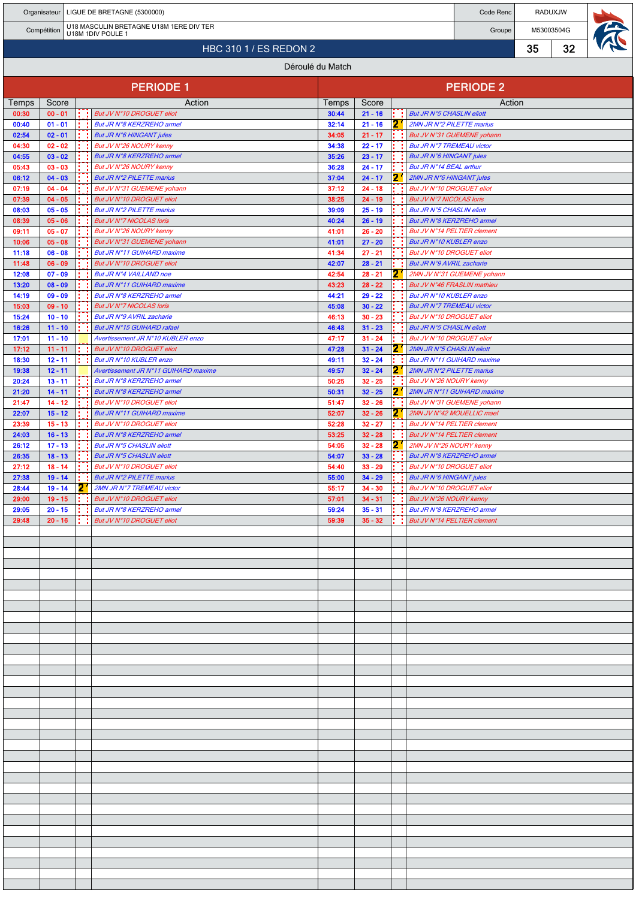| Organisateur | LIGUE DE BRETAGNE (5300000) | Code Renc | RADUXJW |
|---|---|---|---|
| Compétition | U18 MASCULIN BRETAGNE U18M 1ERE DIV TER U18M 1DIV POULE 1 | Groupe | M53003504G |

## HBC 310 1 / ES REDON 2 — 35 | 32

Déroulé du Match

| PERIODE 1 | | | | PERIODE 2 | | | |
|---|---|---|---|---|---|---|---|
| Temps | Score | | Action | Temps | Score | | Action |
| 00:30 | 00 - 01 | | But JV N°10 DROGUET eliot | 30:44 | 21 - 16 | | But JR N°5 CHASLIN eliott |
| 00:40 | 01 - 01 | | But JR N°8 KERZREHO armel | 32:14 | 21 - 16 | 2' | 2MN JR N°2 PILETTE marius |
| 02:54 | 02 - 01 | | But JR N°6 HINGANT jules | 34:05 | 21 - 17 | | But JV N°31 GUEMENE yohann |
| 04:30 | 02 - 02 | | But JV N°26 NOURY kenny | 34:38 | 22 - 17 | | But JR N°7 TREMEAU victor |
| 04:55 | 03 - 02 | | But JR N°8 KERZREHO armel | 35:26 | 23 - 17 | | But JR N°6 HINGANT jules |
| 05:43 | 03 - 03 | | But JV N°26 NOURY kenny | 36:28 | 24 - 17 | | But JR N°14 BEAL arthur |
| 06:12 | 04 - 03 | | But JR N°2 PILETTE marius | 37:04 | 24 - 17 | 2' | 2MN JR N°6 HINGANT jules |
| 07:19 | 04 - 04 | | But JV N°31 GUEMENE yohann | 37:12 | 24 - 18 | | But JV N°10 DROGUET eliot |
| 07:39 | 04 - 05 | | But JV N°10 DROGUET eliot | 38:25 | 24 - 19 | | But JV N°7 NICOLAS loris |
| 08:03 | 05 - 05 | | But JR N°2 PILETTE marius | 39:09 | 25 - 19 | | But JR N°5 CHASLIN eliott |
| 08:39 | 05 - 06 | | But JV N°7 NICOLAS loris | 40:24 | 26 - 19 | | But JR N°8 KERZREHO armel |
| 09:11 | 05 - 07 | | But JV N°26 NOURY kenny | 41:01 | 26 - 20 | | But JV N°14 PELTIER clement |
| 10:06 | 05 - 08 | | But JV N°31 GUEMENE yohann | 41:01 | 27 - 20 | | But JR N°10 KUBLER enzo |
| 11:18 | 06 - 08 | | But JR N°11 GUIHARD maxime | 41:34 | 27 - 21 | | But JV N°10 DROGUET eliot |
| 11:48 | 06 - 09 | | But JV N°10 DROGUET eliot | 42:07 | 28 - 21 | | But JR N°9 AVRIL zacharie |
| 12:08 | 07 - 09 | | But JR N°4 VAILLAND noe | 42:54 | 28 - 21 | 2' | 2MN JV N°31 GUEMENE yohann |
| 13:20 | 08 - 09 | | But JR N°11 GUIHARD maxime | 43:23 | 28 - 22 | | But JV N°46 FRASLIN mathieu |
| 14:19 | 09 - 09 | | But JR N°8 KERZREHO armel | 44:21 | 29 - 22 | | But JR N°10 KUBLER enzo |
| 15:03 | 09 - 10 | | But JV N°7 NICOLAS loris | 45:08 | 30 - 22 | | But JR N°7 TREMEAU victor |
| 15:24 | 10 - 10 | | But JR N°9 AVRIL zacharie | 46:13 | 30 - 23 | | But JV N°10 DROGUET eliot |
| 16:26 | 11 - 10 | | But JR N°15 GUIHARD rafael | 46:48 | 31 - 23 | | But JR N°5 CHASLIN eliott |
| 17:01 | 11 - 10 | | Avertissement JR N°10 KUBLER enzo | 47:17 | 31 - 24 | | But JV N°10 DROGUET eliot |
| 17:12 | 11 - 11 | | But JV N°10 DROGUET eliot | 47:28 | 31 - 24 | 2' | 2MN JR N°5 CHASLIN eliott |
| 18:30 | 12 - 11 | | But JR N°10 KUBLER enzo | 49:11 | 32 - 24 | | But JR N°11 GUIHARD maxime |
| 19:38 | 12 - 11 | | Avertissement JR N°11 GUIHARD maxime | 49:57 | 32 - 24 | 2' | 2MN JR N°2 PILETTE marius |
| 20:24 | 13 - 11 | | But JR N°8 KERZREHO armel | 50:25 | 32 - 25 | | But JV N°26 NOURY kenny |
| 21:20 | 14 - 11 | | But JR N°8 KERZREHO armel | 50:31 | 32 - 25 | 2' | 2MN JR N°11 GUIHARD maxime |
| 21:47 | 14 - 12 | | But JV N°10 DROGUET eliot | 51:47 | 32 - 26 | | But JV N°31 GUEMENE yohann |
| 22:07 | 15 - 12 | | But JR N°11 GUIHARD maxime | 52:07 | 32 - 26 | 2' | 2MN JV N°42 MOUELLIC mael |
| 23:39 | 15 - 13 | | But JV N°10 DROGUET eliot | 52:28 | 32 - 27 | | But JV N°14 PELTIER clement |
| 24:03 | 16 - 13 | | But JR N°8 KERZREHO armel | 53:25 | 32 - 28 | | But JV N°14 PELTIER clement |
| 26:12 | 17 - 13 | | But JR N°5 CHASLIN eliott | 54:05 | 32 - 28 | 2' | 2MN JV N°26 NOURY kenny |
| 26:35 | 18 - 13 | | But JR N°5 CHASLIN eliott | 54:07 | 33 - 28 | | But JR N°8 KERZREHO armel |
| 27:12 | 18 - 14 | | But JV N°10 DROGUET eliot | 54:40 | 33 - 29 | | But JV N°10 DROGUET eliot |
| 27:38 | 19 - 14 | | But JR N°2 PILETTE marius | 55:00 | 34 - 29 | | But JR N°6 HINGANT jules |
| 28:44 | 19 - 14 | 2' | 2MN JR N°7 TREMEAU victor | 55:17 | 34 - 30 | | But JV N°10 DROGUET eliot |
| 29:00 | 19 - 15 | | But JV N°10 DROGUET eliot | 57:01 | 34 - 31 | | But JV N°26 NOURY kenny |
| 29:05 | 20 - 15 | | But JR N°8 KERZREHO armel | 59:24 | 35 - 31 | | But JR N°8 KERZREHO armel |
| 29:48 | 20 - 16 | | But JV N°10 DROGUET eliot | 59:39 | 35 - 32 | | But JV N°14 PELTIER clement |